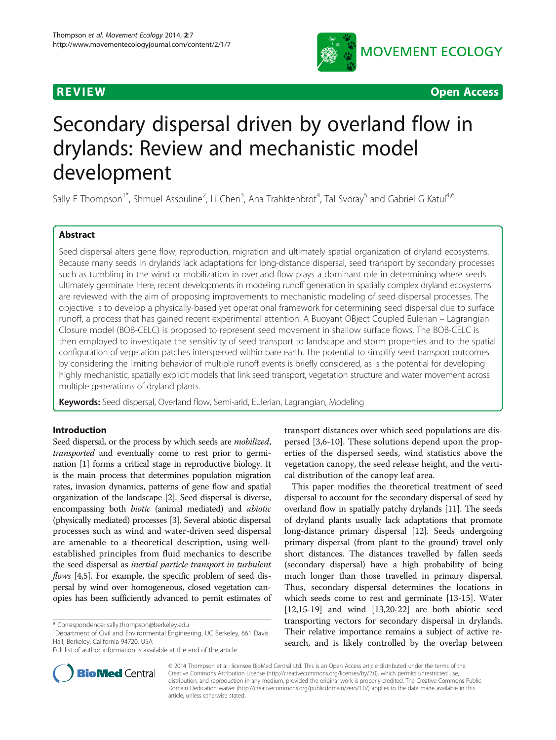REVIEW Open Access

# Secondary dispersal driven by overland flow in drylands: Review and mechanistic model development

Sally E Thompson[1*], Shmuel Assouline[2], Li Chen[3], Ana Trahktenbrot[4], Tal Svoray[5] and Gabriel G Katul[4,6]

## Abstract

Seed dispersal alters gene flow, reproduction, migration and ultimately spatial organization of dryland ecosystems. Because many seeds in drylands lack adaptations for long-distance dispersal, seed transport by secondary processes such as tumbling in the wind or mobilization in overland flow plays a dominant role in determining where seeds ultimately germinate. Here, recent developments in modeling runoff generation in spatially complex dryland ecosystems are reviewed with the aim of proposing improvements to mechanistic modeling of seed dispersal processes. The objective is to develop a physically-based yet operational framework for determining seed dispersal due to surface runoff, a process that has gained recent experimental attention. A Buoyant OBject Coupled Eulerian – Lagrangian Closure model (BOB-CELC) is proposed to represent seed movement in shallow surface flows. The BOB-CELC is then employed to investigate the sensitivity of seed transport to landscape and storm properties and to the spatial configuration of vegetation patches interspersed within bare earth. The potential to simplify seed transport outcomes by considering the limiting behavior of multiple runoff events is briefly considered, as is the potential for developing highly mechanistic, spatially explicit models that link seed transport, vegetation structure and water movement across multiple generations of dryland plants.

**Keywords:** Seed dispersal, Overland flow, Semi-arid, Eulerian, Lagrangian, Modeling

## Introduction

Seed dispersal, or the process by which seeds are *mobilized*, *transported* and eventually come to rest prior to germination [1] forms a critical stage in reproductive biology. It is the main process that determines population migration rates, invasion dynamics, patterns of gene flow and spatial organization of the landscape [2]. Seed dispersal is diverse, encompassing both *biotic* (animal mediated) and *abiotic* (physically mediated) processes [3]. Several abiotic dispersal processes such as wind and water-driven seed dispersal are amenable to a theoretical description, using well-established principles from fluid mechanics to describe the seed dispersal as *inertial particle transport in turbulent flows* [4,5]. For example, the specific problem of seed dispersal by wind over homogeneous, closed vegetation canopies has been sufficiently advanced to pemit estimates of transport distances over which seed populations are dispersed [3,6-10]. These solutions depend upon the properties of the dispersed seeds, wind statistics above the vegetation canopy, the seed release height, and the vertical distribution of the canopy leaf area.

This paper modifies the theoretical treatment of seed dispersal to account for the secondary dispersal of seed by overland flow in spatially patchy drylands [11]. The seeds of dryland plants usually lack adaptations that promote long-distance primary dispersal [12]. Seeds undergoing primary dispersal (from plant to the ground) travel only short distances. The distances travelled by fallen seeds (secondary dispersal) have a high probability of being much longer than those travelled in primary dispersal. Thus, secondary dispersal determines the locations in which seeds come to rest and germinate [13-15]. Water [12,15-19] and wind [13,20-22] are both abiotic seed transporting vectors for secondary dispersal in drylands. Their relative importance remains a subject of active research, and is likely controlled by the overlap between

\* Correspondence: sally.thompson@berkeley.edu
[1]Department of Civil and Environmental Engineering, UC Berkeley, 661 Davis Hall, Berkeley, California 94720, USA
Full list of author information is available at the end of the article

© 2014 Thompson et al.; licensee BioMed Central Ltd. This is an Open Access article distributed under the terms of the Creative Commons Attribution License (http://creativecommons.org/licenses/by/2.0), which permits unrestricted use, distribution, and reproduction in any medium, provided the original work is properly credited. The Creative Commons Public Domain Dedication waiver (http://creativecommons.org/publicdomain/zero/1.0/) applies to the data made available in this article, unless otherwise stated.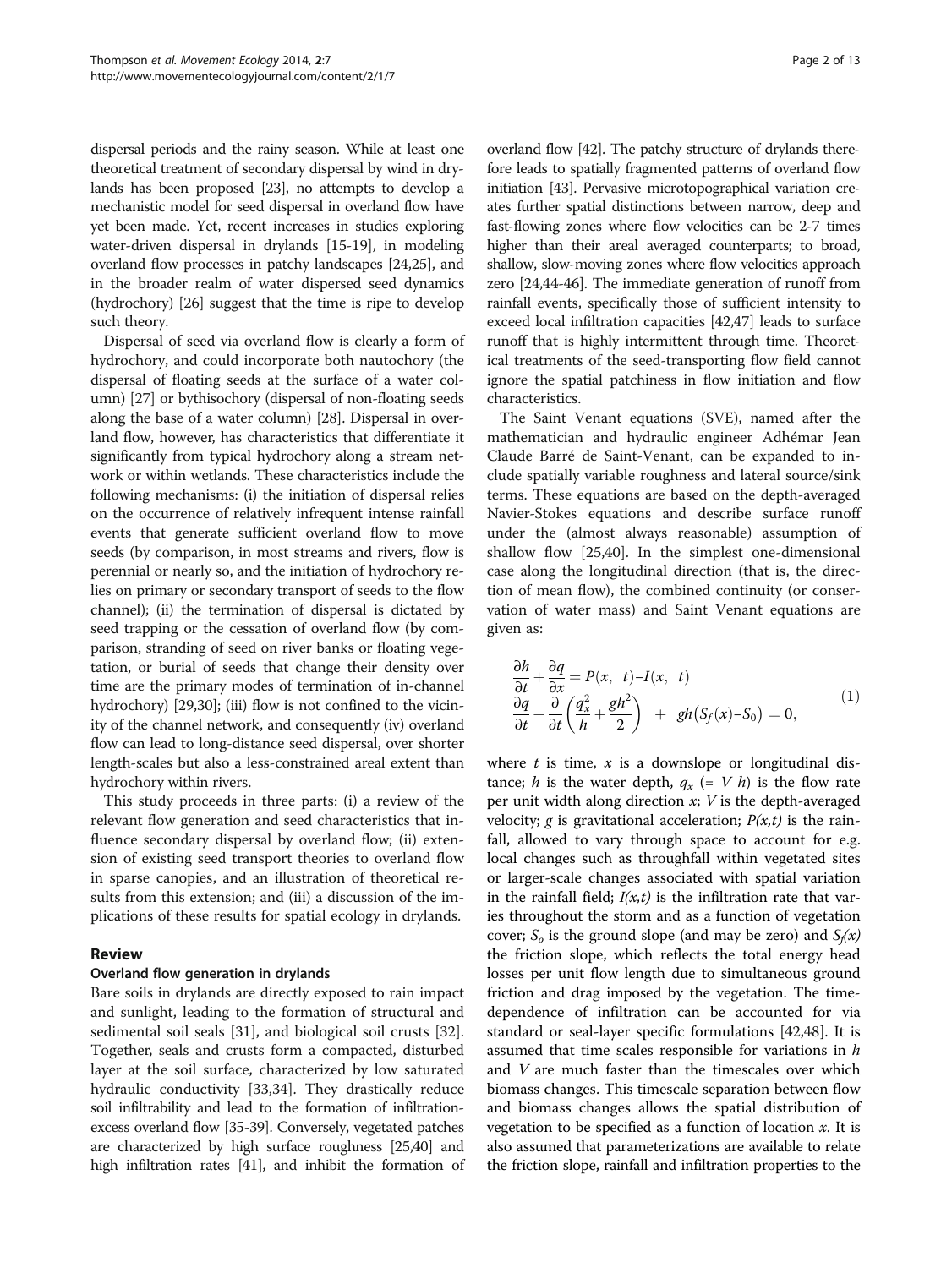dispersal periods and the rainy season. While at least one theoretical treatment of secondary dispersal by wind in drylands has been proposed [23], no attempts to develop a mechanistic model for seed dispersal in overland flow have yet been made. Yet, recent increases in studies exploring water-driven dispersal in drylands [15-19], in modeling overland flow processes in patchy landscapes [24,25], and in the broader realm of water dispersed seed dynamics (hydrochory) [26] suggest that the time is ripe to develop such theory.

Dispersal of seed via overland flow is clearly a form of hydrochory, and could incorporate both nautochory (the dispersal of floating seeds at the surface of a water column) [27] or bythisochory (dispersal of non-floating seeds along the base of a water column) [28]. Dispersal in overland flow, however, has characteristics that differentiate it significantly from typical hydrochory along a stream network or within wetlands. These characteristics include the following mechanisms: (i) the initiation of dispersal relies on the occurrence of relatively infrequent intense rainfall events that generate sufficient overland flow to move seeds (by comparison, in most streams and rivers, flow is perennial or nearly so, and the initiation of hydrochory relies on primary or secondary transport of seeds to the flow channel); (ii) the termination of dispersal is dictated by seed trapping or the cessation of overland flow (by comparison, stranding of seed on river banks or floating vegetation, or burial of seeds that change their density over time are the primary modes of termination of in-channel hydrochory) [29,30]; (iii) flow is not confined to the vicinity of the channel network, and consequently (iv) overland flow can lead to long-distance seed dispersal, over shorter length-scales but also a less-constrained areal extent than hydrochory within rivers.

This study proceeds in three parts: (i) a review of the relevant flow generation and seed characteristics that influence secondary dispersal by overland flow; (ii) extension of existing seed transport theories to overland flow in sparse canopies, and an illustration of theoretical results from this extension; and (iii) a discussion of the implications of these results for spatial ecology in drylands.

## Review

### Overland flow generation in drylands

Bare soils in drylands are directly exposed to rain impact and sunlight, leading to the formation of structural and sedimental soil seals [31], and biological soil crusts [32]. Together, seals and crusts form a compacted, disturbed layer at the soil surface, characterized by low saturated hydraulic conductivity [33,34]. They drastically reduce soil infiltrability and lead to the formation of infiltration-excess overland flow [35-39]. Conversely, vegetated patches are characterized by high surface roughness [25,40] and high infiltration rates [41], and inhibit the formation of overland flow [42]. The patchy structure of drylands therefore leads to spatially fragmented patterns of overland flow initiation [43]. Pervasive microtopographical variation creates further spatial distinctions between narrow, deep and fast-flowing zones where flow velocities can be 2-7 times higher than their areal averaged counterparts; to broad, shallow, slow-moving zones where flow velocities approach zero [24,44-46]. The immediate generation of runoff from rainfall events, specifically those of sufficient intensity to exceed local infiltration capacities [42,47] leads to surface runoff that is highly intermittent through time. Theoretical treatments of the seed-transporting flow field cannot ignore the spatial patchiness in flow initiation and flow characteristics.

The Saint Venant equations (SVE), named after the mathematician and hydraulic engineer Adhémar Jean Claude Barré de Saint-Venant, can be expanded to include spatially variable roughness and lateral source/sink terms. These equations are based on the depth-averaged Navier-Stokes equations and describe surface runoff under the (almost always reasonable) assumption of shallow flow [25,40]. In the simplest one-dimensional case along the longitudinal direction (that is, the direction of mean flow), the combined continuity (or conservation of water mass) and Saint Venant equations are given as:

$$
\begin{aligned}
&\frac{\partial h}{\partial t}+\frac{\partial q}{\partial x}=P(x,\ t)-I(x,\ t)\\
&\frac{\partial q}{\partial t}+\frac{\partial}{\partial t}\left(\frac{q_x^2}{h}+\frac{gh^2}{2}\right)\ +\ gh\left(S_f(x)-S_0\right)=0,
\end{aligned}
\tag{1}
$$

where $t$ is time, $x$ is a downslope or longitudinal distance; $h$ is the water depth, $q_x$ (= $V\ h$) is the flow rate per unit width along direction $x$; $V$ is the depth-averaged velocity; $g$ is gravitational acceleration; $P(x,t)$ is the rainfall, allowed to vary through space to account for e.g. local changes such as throughfall within vegetated sites or larger-scale changes associated with spatial variation in the rainfall field; $I(x,t)$ is the infiltration rate that varies throughout the storm and as a function of vegetation cover; $S_o$ is the ground slope (and may be zero) and $S_f(x)$ the friction slope, which reflects the total energy head losses per unit flow length due to simultaneous ground friction and drag imposed by the vegetation. The time-dependence of infiltration can be accounted for via standard or seal-layer specific formulations [42,48]. It is assumed that time scales responsible for variations in $h$ and $V$ are much faster than the timescales over which biomass changes. This timescale separation between flow and biomass changes allows the spatial distribution of vegetation to be specified as a function of location $x$. It is also assumed that parameterizations are available to relate the friction slope, rainfall and infiltration properties to the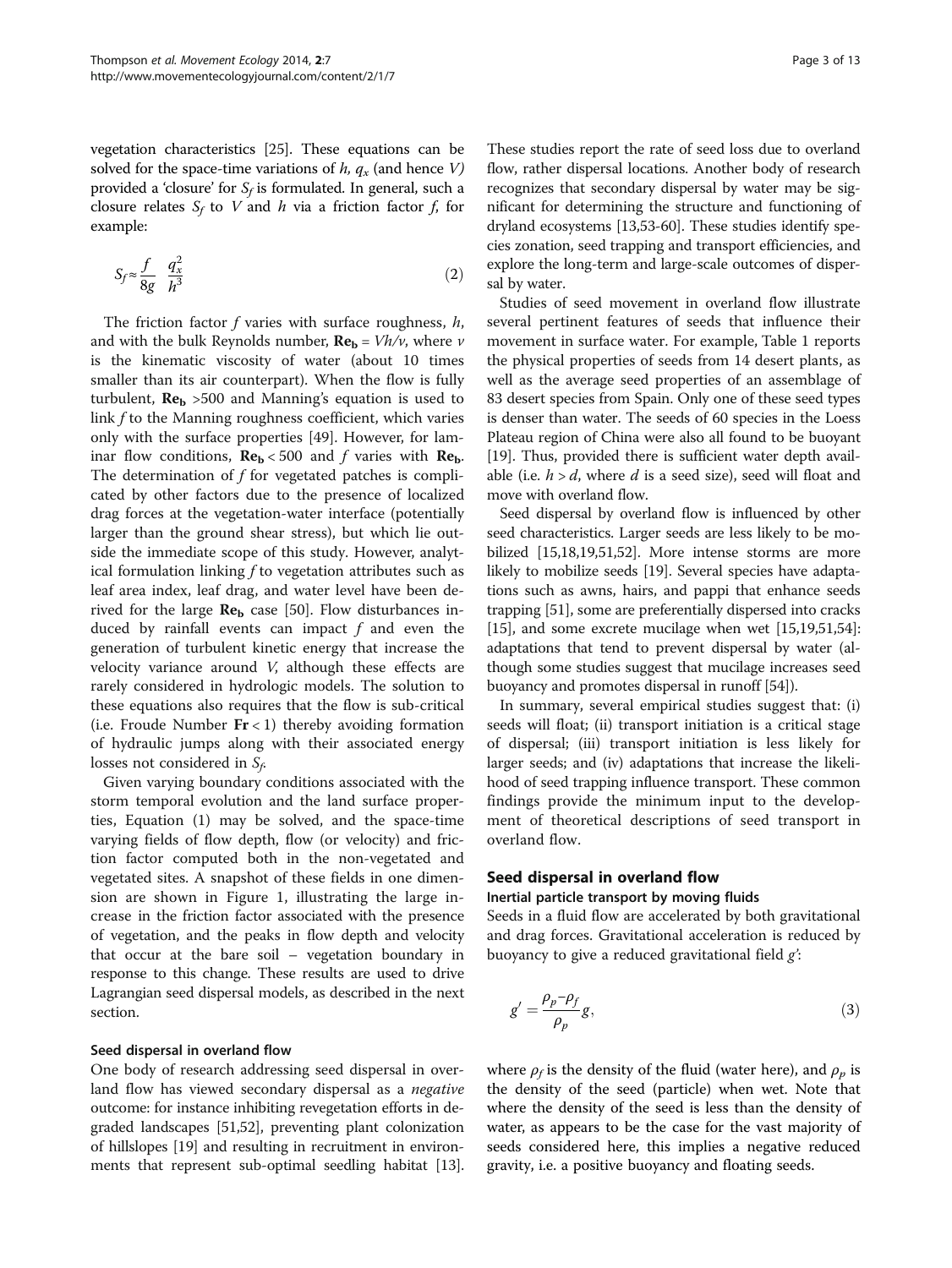vegetation characteristics [25]. These equations can be solved for the space-time variations of $h$, $q_x$ (and hence $V$) provided a 'closure' for $S_f$ is formulated. In general, such a closure relates $S_f$ to $V$ and $h$ via a friction factor $f$, for example:

$$S_f \approx \frac{f}{8g} \frac{q_x^2}{h^3} \tag{2}$$

The friction factor $f$ varies with surface roughness, $h$, and with the bulk Reynolds number, $\mathbf{Re_b} = Vh/\nu$, where $\nu$ is the kinematic viscosity of water (about 10 times smaller than its air counterpart). When the flow is fully turbulent, $\mathbf{Re_b} > 500$ and Manning's equation is used to link $f$ to the Manning roughness coefficient, which varies only with the surface properties [49]. However, for laminar flow conditions, $\mathbf{Re_b} < 500$ and $f$ varies with $\mathbf{Re_b}$. The determination of $f$ for vegetated patches is complicated by other factors due to the presence of localized drag forces at the vegetation-water interface (potentially larger than the ground shear stress), but which lie outside the immediate scope of this study. However, analytical formulation linking $f$ to vegetation attributes such as leaf area index, leaf drag, and water level have been derived for the large $\mathbf{Re_b}$ case [50]. Flow disturbances induced by rainfall events can impact $f$ and even the generation of turbulent kinetic energy that increase the velocity variance around $V$, although these effects are rarely considered in hydrologic models. The solution to these equations also requires that the flow is sub-critical (i.e. Froude Number $\mathbf{Fr} < 1$) thereby avoiding formation of hydraulic jumps along with their associated energy losses not considered in $S_f$.

Given varying boundary conditions associated with the storm temporal evolution and the land surface properties, Equation (1) may be solved, and the space-time varying fields of flow depth, flow (or velocity) and friction factor computed both in the non-vegetated and vegetated sites. A snapshot of these fields in one dimension are shown in Figure 1, illustrating the large increase in the friction factor associated with the presence of vegetation, and the peaks in flow depth and velocity that occur at the bare soil – vegetation boundary in response to this change. These results are used to drive Lagrangian seed dispersal models, as described in the next section.

### Seed dispersal in overland flow

One body of research addressing seed dispersal in overland flow has viewed secondary dispersal as a *negative* outcome: for instance inhibiting revegetation efforts in degraded landscapes [51,52], preventing plant colonization of hillslopes [19] and resulting in recruitment in environments that represent sub-optimal seedling habitat [13]. These studies report the rate of seed loss due to overland flow, rather dispersal locations. Another body of research recognizes that secondary dispersal by water may be significant for determining the structure and functioning of dryland ecosystems [13,53-60]. These studies identify species zonation, seed trapping and transport efficiencies, and explore the long-term and large-scale outcomes of dispersal by water.

Studies of seed movement in overland flow illustrate several pertinent features of seeds that influence their movement in surface water. For example, Table 1 reports the physical properties of seeds from 14 desert plants, as well as the average seed properties of an assemblage of 83 desert species from Spain. Only one of these seed types is denser than water. The seeds of 60 species in the Loess Plateau region of China were also all found to be buoyant [19]. Thus, provided there is sufficient water depth available (i.e. $h > d$, where $d$ is a seed size), seed will float and move with overland flow.

Seed dispersal by overland flow is influenced by other seed characteristics. Larger seeds are less likely to be mobilized [15,18,19,51,52]. More intense storms are more likely to mobilize seeds [19]. Several species have adaptations such as awns, hairs, and pappi that enhance seeds trapping [51], some are preferentially dispersed into cracks [15], and some excrete mucilage when wet [15,19,51,54]: adaptations that tend to prevent dispersal by water (although some studies suggest that mucilage increases seed buoyancy and promotes dispersal in runoff [54]).

In summary, several empirical studies suggest that: (i) seeds will float; (ii) transport initiation is a critical stage of dispersal; (iii) transport initiation is less likely for larger seeds; and (iv) adaptations that increase the likelihood of seed trapping influence transport. These common findings provide the minimum input to the development of theoretical descriptions of seed transport in overland flow.

## Seed dispersal in overland flow

### Inertial particle transport by moving fluids

Seeds in a fluid flow are accelerated by both gravitational and drag forces. Gravitational acceleration is reduced by buoyancy to give a reduced gravitational field $g'$:

$$g' = \frac{\rho_p - \rho_f}{\rho_p} g, \tag{3}$$

where $\rho_f$ is the density of the fluid (water here), and $\rho_p$ is the density of the seed (particle) when wet. Note that where the density of the seed is less than the density of water, as appears to be the case for the vast majority of seeds considered here, this implies a negative reduced gravity, i.e. a positive buoyancy and floating seeds.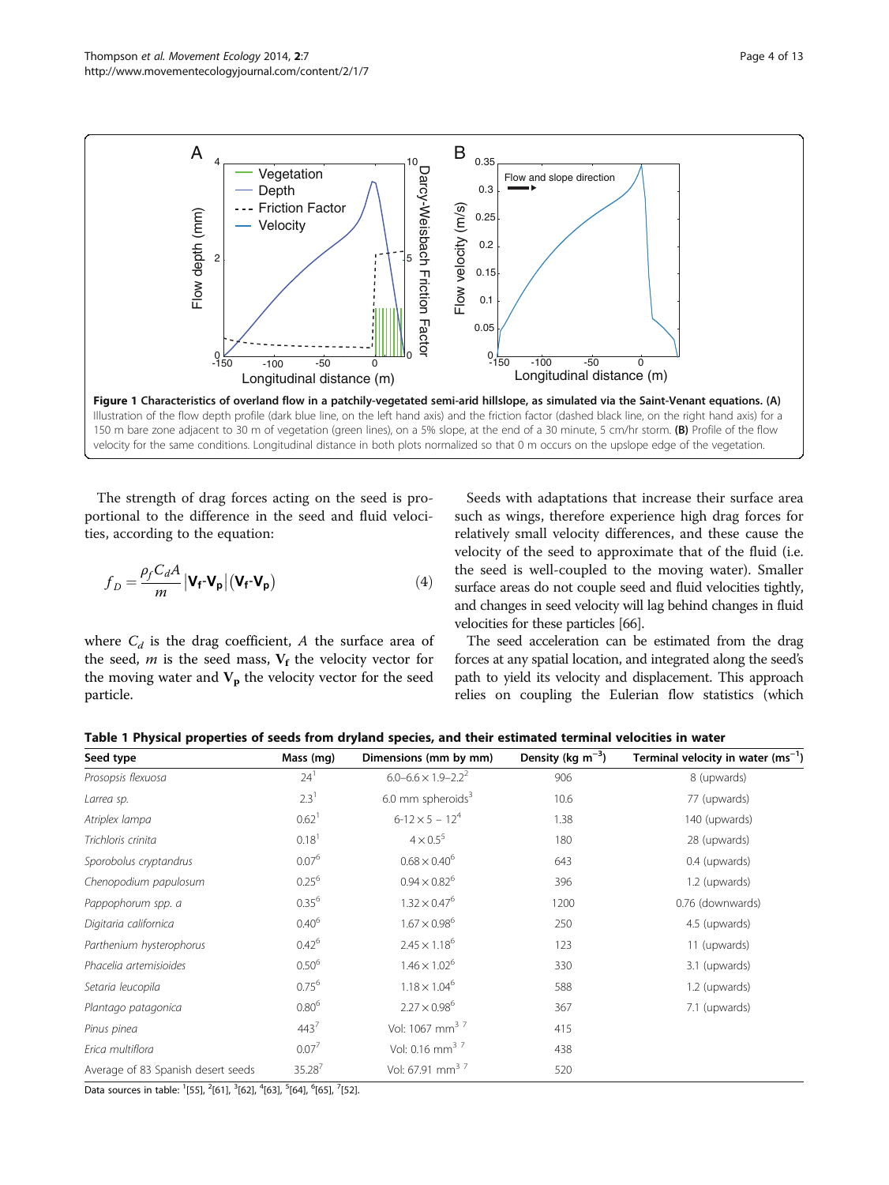**Figure 1 Characteristics of overland flow in a patchily-vegetated semi-arid hillslope, as simulated via the Saint-Venant equations. (A)** Illustration of the flow depth profile (dark blue line, on the left hand axis) and the friction factor (dashed black line, on the right hand axis) for a 150 m bare zone adjacent to 30 m of vegetation (green lines), on a 5% slope, at the end of a 30 minute, 5 cm/hr storm. **(B)** Profile of the flow velocity for the same conditions. Longitudinal distance in both plots normalized so that 0 m occurs on the upslope edge of the vegetation.

The strength of drag forces acting on the seed is proportional to the difference in the seed and fluid velocities, according to the equation:

$$f_D = \frac{\rho_f C_d A}{m} \left| \mathbf{V_f} - \mathbf{V_p} \right| \left( \mathbf{V_f} - \mathbf{V_p} \right) \tag{4}$$

where $C_d$ is the drag coefficient, $A$ the surface area of the seed, $m$ is the seed mass, $\mathbf{V_f}$ the velocity vector for the moving water and $\mathbf{V_p}$ the velocity vector for the seed particle.

Seeds with adaptations that increase their surface area such as wings, therefore experience high drag forces for relatively small velocity differences, and these cause the velocity of the seed to approximate that of the fluid (i.e. the seed is well-coupled to the moving water). Smaller surface areas do not couple seed and fluid velocities tightly, and changes in seed velocity will lag behind changes in fluid velocities for these particles [66].

The seed acceleration can be estimated from the drag forces at any spatial location, and integrated along the seed's path to yield its velocity and displacement. This approach relies on coupling the Eulerian flow statistics (which

**Table 1 Physical properties of seeds from dryland species, and their estimated terminal velocities in water**

| Seed type | Mass (mg) | Dimensions (mm by mm) | Density (kg $m^{-3}$) | Terminal velocity in water ($ms^{-1}$) |
|---|---|---|---|---|
| *Prosopsis flexuosa* | 24[1] | 6.0–6.6 × 1.9–2.2[2] | 906 | 8 (upwards) |
| *Larrea sp.* | 2.3[1] | 6.0 mm spheroids[3] | 10.6 | 77 (upwards) |
| *Atriplex lampa* | 0.62[1] | 6-12 × 5 – 12[4] | 1.38 | 140 (upwards) |
| *Trichloris crinita* | 0.18[1] | 4 × 0.5[5] | 180 | 28 (upwards) |
| *Sporobolus cryptandrus* | 0.07[6] | 0.68 × 0.40[6] | 643 | 0.4 (upwards) |
| *Chenopodium papulosum* | 0.25[6] | 0.94 × 0.82[6] | 396 | 1.2 (upwards) |
| *Pappophorum spp. a* | 0.35[6] | 1.32 × 0.47[6] | 1200 | 0.76 (downwards) |
| *Digitaria californica* | 0.40[6] | 1.67 × 0.98[6] | 250 | 4.5 (upwards) |
| *Parthenium hysterophorus* | 0.42[6] | 2.45 × 1.18[6] | 123 | 11 (upwards) |
| *Phacelia artemisioides* | 0.50[6] | 1.46 × 1.02[6] | 330 | 3.1 (upwards) |
| *Setaria leucopila* | 0.75[6] | 1.18 × 1.04[6] | 588 | 1.2 (upwards) |
| *Plantago patagonica* | 0.80[6] | 2.27 × 0.98[6] | 367 | 7.1 (upwards) |
| *Pinus pinea* | 443[7] | Vol: 1067 $mm^3$ [7] | 415 | |
| *Erica multiflora* | 0.07[7] | Vol: 0.16 $mm^3$ [7] | 438 | |
| Average of 83 Spanish desert seeds | 35.28[7] | Vol: 67.91 $mm^3$ [7] | 520 | |

Data sources in table: [1] [55], [2] [61], [3] [62], [4] [63], [5] [64], [6] [65], [7] [52].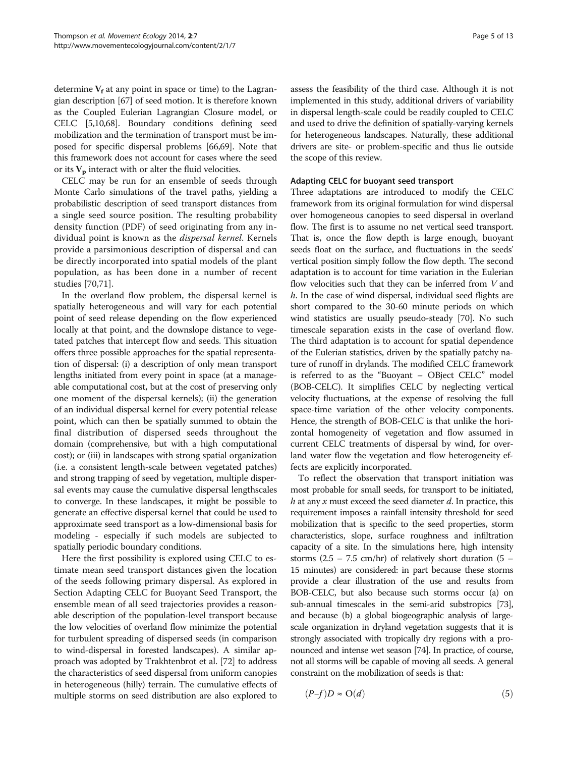determine $\mathbf{V_f}$ at any point in space or time) to the Lagrangian description [67] of seed motion. It is therefore known as the Coupled Eulerian Lagrangian Closure model, or CELC [5,10,68]. Boundary conditions defining seed mobilization and the termination of transport must be imposed for specific dispersal problems [66,69]. Note that this framework does not account for cases where the seed or its $\mathbf{V_p}$ interact with or alter the fluid velocities.

CELC may be run for an ensemble of seeds through Monte Carlo simulations of the travel paths, yielding a probabilistic description of seed transport distances from a single seed source position. The resulting probability density function (PDF) of seed originating from any individual point is known as the *dispersal kernel*. Kernels provide a parsimonious description of dispersal and can be directly incorporated into spatial models of the plant population, as has been done in a number of recent studies [70,71].

In the overland flow problem, the dispersal kernel is spatially heterogeneous and will vary for each potential point of seed release depending on the flow experienced locally at that point, and the downslope distance to vegetated patches that intercept flow and seeds. This situation offers three possible approaches for the spatial representation of dispersal: (i) a description of only mean transport lengths initiated from every point in space (at a manageable computational cost, but at the cost of preserving only one moment of the dispersal kernels); (ii) the generation of an individual dispersal kernel for every potential release point, which can then be spatially summed to obtain the final distribution of dispersed seeds throughout the domain (comprehensive, but with a high computational cost); or (iii) in landscapes with strong spatial organization (i.e. a consistent length-scale between vegetated patches) and strong trapping of seed by vegetation, multiple dispersal events may cause the cumulative dispersal lengthscales to converge. In these landscapes, it might be possible to generate an effective dispersal kernel that could be used to approximate seed transport as a low-dimensional basis for modeling - especially if such models are subjected to spatially periodic boundary conditions.

Here the first possibility is explored using CELC to estimate mean seed transport distances given the location of the seeds following primary dispersal. As explored in Section Adapting CELC for Buoyant Seed Transport, the ensemble mean of all seed trajectories provides a reasonable description of the population-level transport because the low velocities of overland flow minimize the potential for turbulent spreading of dispersed seeds (in comparison to wind-dispersal in forested landscapes). A similar approach was adopted by Trakhtenbrot et al. [72] to address the characteristics of seed dispersal from uniform canopies in heterogeneous (hilly) terrain. The cumulative effects of multiple storms on seed distribution are also explored to assess the feasibility of the third case. Although it is not implemented in this study, additional drivers of variability in dispersal length-scale could be readily coupled to CELC and used to drive the definition of spatially-varying kernels for heterogeneous landscapes. Naturally, these additional drivers are site- or problem-specific and thus lie outside the scope of this review.

#### Adapting CELC for buoyant seed transport

Three adaptations are introduced to modify the CELC framework from its original formulation for wind dispersal over homogeneous canopies to seed dispersal in overland flow. The first is to assume no net vertical seed transport. That is, once the flow depth is large enough, buoyant seeds float on the surface, and fluctuations in the seeds' vertical position simply follow the flow depth. The second adaptation is to account for time variation in the Eulerian flow velocities such that they can be inferred from $V$ and $h$. In the case of wind dispersal, individual seed flights are short compared to the 30-60 minute periods on which wind statistics are usually pseudo-steady [70]. No such timescale separation exists in the case of overland flow. The third adaptation is to account for spatial dependence of the Eulerian statistics, driven by the spatially patchy nature of runoff in drylands. The modified CELC framework is referred to as the "Buoyant – OBject CELC" model (BOB-CELC). It simplifies CELC by neglecting vertical velocity fluctuations, at the expense of resolving the full space-time variation of the other velocity components. Hence, the strength of BOB-CELC is that unlike the horizontal homogeneity of vegetation and flow assumed in current CELC treatments of dispersal by wind, for overland water flow the vegetation and flow heterogeneity effects are explicitly incorporated.

To reflect the observation that transport initiation was most probable for small seeds, for transport to be initiated, $h$ at any $x$ must exceed the seed diameter $d$. In practice, this requirement imposes a rainfall intensity threshold for seed mobilization that is specific to the seed properties, storm characteristics, slope, surface roughness and infiltration capacity of a site. In the simulations here, high intensity storms (2.5 – 7.5 cm/hr) of relatively short duration (5 – 15 minutes) are considered: in part because these storms provide a clear illustration of the use and results from BOB-CELC, but also because such storms occur (a) on sub-annual timescales in the semi-arid substropics [73], and because (b) a global biogeographic analysis of large-scale organization in dryland vegetation suggests that it is strongly associated with tropically dry regions with a pronounced and intense wet season [74]. In practice, of course, not all storms will be capable of moving all seeds. A general constraint on the mobilization of seeds is that:

$$(P - f)D \approx \mathrm{O}(d) \tag{5}$$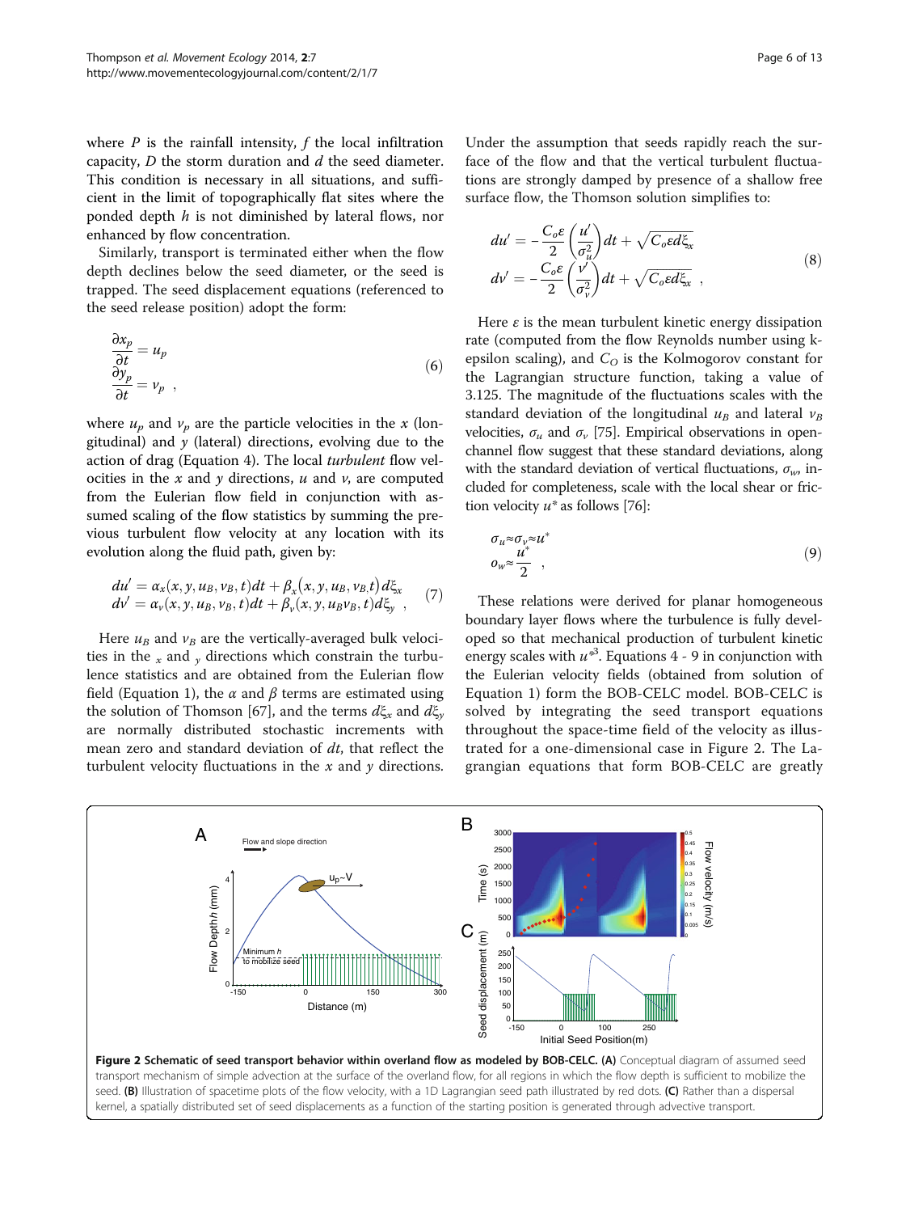where $P$ is the rainfall intensity, $f$ the local infiltration capacity, $D$ the storm duration and $d$ the seed diameter. This condition is necessary in all situations, and sufficient in the limit of topographically flat sites where the ponded depth $h$ is not diminished by lateral flows, nor enhanced by flow concentration.

Similarly, transport is terminated either when the flow depth declines below the seed diameter, or the seed is trapped. The seed displacement equations (referenced to the seed release position) adopt the form:

$$
\begin{aligned}
\frac{\partial x_p}{\partial t} &= u_p \\
\frac{\partial y_p}{\partial t} &= v_p \ ,
\end{aligned}
\tag{6}
$$

where $u_p$ and $v_p$ are the particle velocities in the $x$ (longitudinal) and $y$ (lateral) directions, evolving due to the action of drag (Equation 4). The local *turbulent* flow velocities in the $x$ and $y$ directions, $u$ and $v$, are computed from the Eulerian flow field in conjunction with assumed scaling of the flow statistics by summing the previous turbulent flow velocity at any location with its evolution along the fluid path, given by:

$$
\begin{aligned}
du' &= \alpha_x(x, y, u_B, v_B, t)dt + \beta_x(x, y, u_B, v_B, t)d\xi_x \\
dv' &= \alpha_v(x, y, u_B, v_B, t)dt + \beta_v(x, y, u_B v_B, t)d\xi_y \ ,
\end{aligned}
\tag{7}
$$

Here $u_B$ and $v_B$ are the vertically-averaged bulk velocities in the $_x$ and $_y$ directions which constrain the turbulence statistics and are obtained from the Eulerian flow field (Equation 1), the $\alpha$ and $\beta$ terms are estimated using the solution of Thomson [67], and the terms $d\xi_x$ and $d\xi_y$ are normally distributed stochastic increments with mean zero and standard deviation of $dt$, that reflect the turbulent velocity fluctuations in the $x$ and $y$ directions. Under the assumption that seeds rapidly reach the surface of the flow and that the vertical turbulent fluctuations are strongly damped by presence of a shallow free surface flow, the Thomson solution simplifies to:

$$
\begin{aligned}
du' &= -\frac{C_o\varepsilon}{2}\left(\frac{u'}{\sigma_u^2}\right)dt + \sqrt{C_o\varepsilon d\xi_x} \\
dv' &= -\frac{C_o\varepsilon}{2}\left(\frac{v'}{\sigma_v^2}\right)dt + \sqrt{C_o\varepsilon d\xi_x} \ ,
\end{aligned}
\tag{8}
$$

Here $\varepsilon$ is the mean turbulent kinetic energy dissipation rate (computed from the flow Reynolds number using k-epsilon scaling), and $C_O$ is the Kolmogorov constant for the Lagrangian structure function, taking a value of 3.125. The magnitude of the fluctuations scales with the standard deviation of the longitudinal $u_B$ and lateral $v_B$ velocities, $\sigma_u$ and $\sigma_v$ [75]. Empirical observations in open-channel flow suggest that these standard deviations, along with the standard deviation of vertical fluctuations, $\sigma_w$, included for completeness, scale with the local shear or friction velocity $u^*$ as follows [76]:

$$
\begin{aligned}
\sigma_u &\approx \sigma_v \approx u^* \\
o_w &\approx \frac{u^*}{2} \ ,
\end{aligned}
\tag{9}
$$

These relations were derived for planar homogeneous boundary layer flows where the turbulence is fully developed so that mechanical production of turbulent kinetic energy scales with $u^{*3}$. Equations 4 - 9 in conjunction with the Eulerian velocity fields (obtained from solution of Equation 1) form the BOB-CELC model. BOB-CELC is solved by integrating the seed transport equations throughout the space-time field of the velocity as illustrated for a one-dimensional case in Figure 2. The Lagrangian equations that form BOB-CELC are greatly

**Figure 2 Schematic of seed transport behavior within overland flow as modeled by BOB-CELC. (A)** Conceptual diagram of assumed seed transport mechanism of simple advection at the surface of the overland flow, for all regions in which the flow depth is sufficient to mobilize the seed. **(B)** Illustration of spacetime plots of the flow velocity, with a 1D Lagrangian seed path illustrated by red dots. **(C)** Rather than a dispersal kernel, a spatially distributed set of seed displacements as a function of the starting position is generated through advective transport.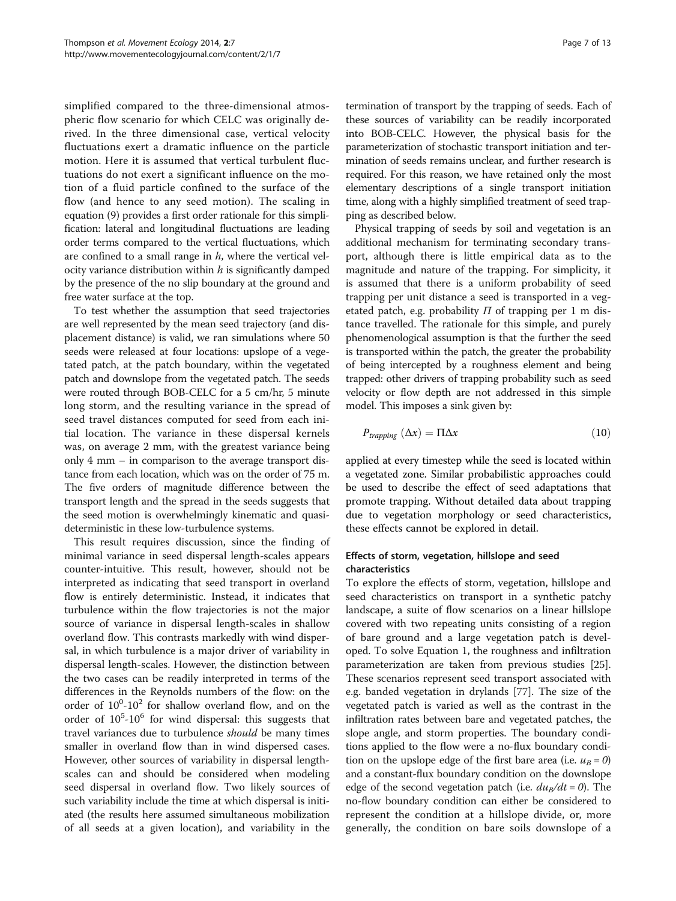simplified compared to the three-dimensional atmospheric flow scenario for which CELC was originally derived. In the three dimensional case, vertical velocity fluctuations exert a dramatic influence on the particle motion. Here it is assumed that vertical turbulent fluctuations do not exert a significant influence on the motion of a fluid particle confined to the surface of the flow (and hence to any seed motion). The scaling in equation (9) provides a first order rationale for this simplification: lateral and longitudinal fluctuations are leading order terms compared to the vertical fluctuations, which are confined to a small range in $h$, where the vertical velocity variance distribution within $h$ is significantly damped by the presence of the no slip boundary at the ground and free water surface at the top.

To test whether the assumption that seed trajectories are well represented by the mean seed trajectory (and displacement distance) is valid, we ran simulations where 50 seeds were released at four locations: upslope of a vegetated patch, at the patch boundary, within the vegetated patch and downslope from the vegetated patch. The seeds were routed through BOB-CELC for a 5 cm/hr, 5 minute long storm, and the resulting variance in the spread of seed travel distances computed for seed from each initial location. The variance in these dispersal kernels was, on average 2 mm, with the greatest variance being only 4 mm – in comparison to the average transport distance from each location, which was on the order of 75 m. The five orders of magnitude difference between the transport length and the spread in the seeds suggests that the seed motion is overwhelmingly kinematic and quasi-deterministic in these low-turbulence systems.

This result requires discussion, since the finding of minimal variance in seed dispersal length-scales appears counter-intuitive. This result, however, should not be interpreted as indicating that seed transport in overland flow is entirely deterministic. Instead, it indicates that turbulence within the flow trajectories is not the major source of variance in dispersal length-scales in shallow overland flow. This contrasts markedly with wind dispersal, in which turbulence is a major driver of variability in dispersal length-scales. However, the distinction between the two cases can be readily interpreted in terms of the differences in the Reynolds numbers of the flow: on the order of $10^0$-$10^2$ for shallow overland flow, and on the order of $10^5$-$10^6$ for wind dispersal: this suggests that travel variances due to turbulence *should* be many times smaller in overland flow than in wind dispersed cases. However, other sources of variability in dispersal length-scales can and should be considered when modeling seed dispersal in overland flow. Two likely sources of such variability include the time at which dispersal is initiated (the results here assumed simultaneous mobilization of all seeds at a given location), and variability in the termination of transport by the trapping of seeds. Each of these sources of variability can be readily incorporated into BOB-CELC. However, the physical basis for the parameterization of stochastic transport initiation and termination of seeds remains unclear, and further research is required. For this reason, we have retained only the most elementary descriptions of a single transport initiation time, along with a highly simplified treatment of seed trapping as described below.

Physical trapping of seeds by soil and vegetation is an additional mechanism for terminating secondary transport, although there is little empirical data as to the magnitude and nature of the trapping. For simplicity, it is assumed that there is a uniform probability of seed trapping per unit distance a seed is transported in a vegetated patch, e.g. probability $\Pi$ of trapping per 1 m distance travelled. The rationale for this simple, and purely phenomenological assumption is that the further the seed is transported within the patch, the greater the probability of being intercepted by a roughness element and being trapped: other drivers of trapping probability such as seed velocity or flow depth are not addressed in this simple model. This imposes a sink given by:

$$P_{trapping}(\Delta x) = \Pi \Delta x \tag{10}$$

applied at every timestep while the seed is located within a vegetated zone. Similar probabilistic approaches could be used to describe the effect of seed adaptations that promote trapping. Without detailed data about trapping due to vegetation morphology or seed characteristics, these effects cannot be explored in detail.

### Effects of storm, vegetation, hillslope and seed characteristics

To explore the effects of storm, vegetation, hillslope and seed characteristics on transport in a synthetic patchy landscape, a suite of flow scenarios on a linear hillslope covered with two repeating units consisting of a region of bare ground and a large vegetation patch is developed. To solve Equation 1, the roughness and infiltration parameterization are taken from previous studies [25]. These scenarios represent seed transport associated with e.g. banded vegetation in drylands [77]. The size of the vegetated patch is varied as well as the contrast in the infiltration rates between bare and vegetated patches, the slope angle, and storm properties. The boundary conditions applied to the flow were a no-flux boundary condition on the upslope edge of the first bare area (i.e. $u_B = 0$) and a constant-flux boundary condition on the downslope edge of the second vegetation patch (i.e. $du_B/dt = 0$). The no-flow boundary condition can either be considered to represent the condition at a hillslope divide, or, more generally, the condition on bare soils downslope of a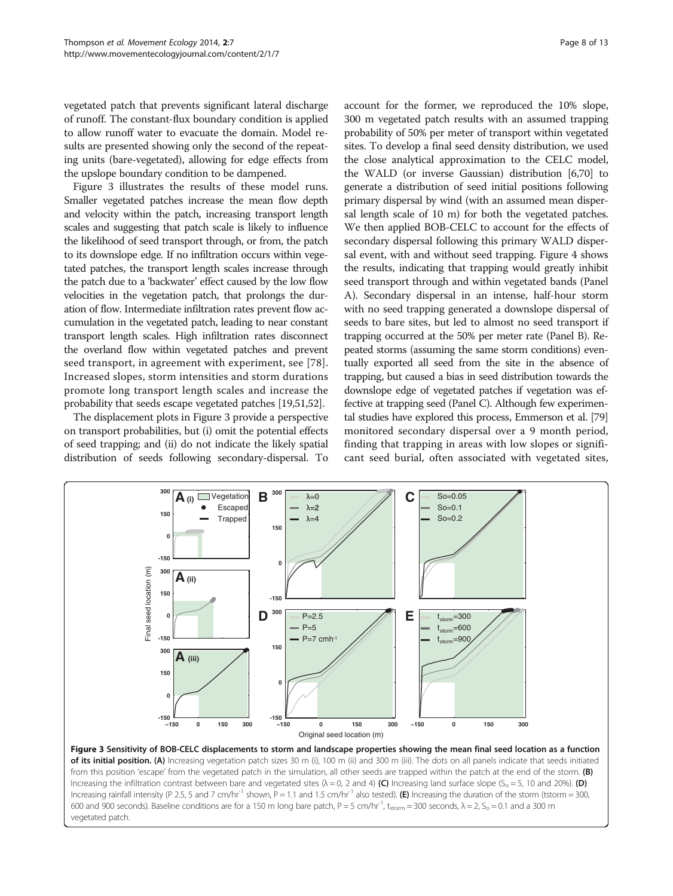vegetated patch that prevents significant lateral discharge of runoff. The constant-flux boundary condition is applied to allow runoff water to evacuate the domain. Model results are presented showing only the second of the repeating units (bare-vegetated), allowing for edge effects from the upslope boundary condition to be dampened.

Figure 3 illustrates the results of these model runs. Smaller vegetated patches increase the mean flow depth and velocity within the patch, increasing transport length scales and suggesting that patch scale is likely to influence the likelihood of seed transport through, or from, the patch to its downslope edge. If no infiltration occurs within vegetated patches, the transport length scales increase through the patch due to a 'backwater' effect caused by the low flow velocities in the vegetation patch, that prolongs the duration of flow. Intermediate infiltration rates prevent flow accumulation in the vegetated patch, leading to near constant transport length scales. High infiltration rates disconnect the overland flow within vegetated patches and prevent seed transport, in agreement with experiment, see [78]. Increased slopes, storm intensities and storm durations promote long transport length scales and increase the probability that seeds escape vegetated patches [19,51,52].

The displacement plots in Figure 3 provide a perspective on transport probabilities, but (i) omit the potential effects of seed trapping; and (ii) do not indicate the likely spatial distribution of seeds following secondary-dispersal. To account for the former, we reproduced the 10% slope, 300 m vegetated patch results with an assumed trapping probability of 50% per meter of transport within vegetated sites. To develop a final seed density distribution, we used the close analytical approximation to the CELC model, the WALD (or inverse Gaussian) distribution [6,70] to generate a distribution of seed initial positions following primary dispersal by wind (with an assumed mean dispersal length scale of 10 m) for both the vegetated patches. We then applied BOB-CELC to account for the effects of secondary dispersal following this primary WALD dispersal event, with and without seed trapping. Figure 4 shows the results, indicating that trapping would greatly inhibit seed transport through and within vegetated bands (Panel A). Secondary dispersal in an intense, half-hour storm with no seed trapping generated a downslope dispersal of seeds to bare sites, but led to almost no seed transport if trapping occurred at the 50% per meter rate (Panel B). Repeated storms (assuming the same storm conditions) eventually exported all seed from the site in the absence of trapping, but caused a bias in seed distribution towards the downslope edge of vegetated patches if vegetation was effective at trapping seed (Panel C). Although few experimental studies have explored this process, Emmerson et al. [79] monitored secondary dispersal over a 9 month period, finding that trapping in areas with low slopes or significant seed burial, often associated with vegetated sites,

**Figure 3 Sensitivity of BOB-CELC displacements to storm and landscape properties showing the mean final seed location as a function of its initial position. (A)** Increasing vegetation patch sizes 30 m (i), 100 m (ii) and 300 m (iii). The dots on all panels indicate that seeds initiated from this position 'escape' from the vegetated patch in the simulation, all other seeds are trapped within the patch at the end of the storm. **(B)** Increasing the infiltration contrast between bare and vegetated sites ($\lambda = 0$, 2 and 4) **(C)** Increasing land surface slope ($S_o = 5$, 10 and 20%). **(D)** Increasing rainfall intensity (P 2.5, 5 and 7 cm/hr$^{-1}$ shown, P = 1.1 and 1.5 cm/hr$^{-1}$ also tested). **(E)** Increasing the duration of the storm (tstorm = 300, 600 and 900 seconds). Baseline conditions are for a 150 m long bare patch, P = 5 cm/hr$^{-1}$, $t_{storm}$ = 300 seconds, $\lambda = 2$, $S_o = 0.1$ and a 300 m vegetated patch.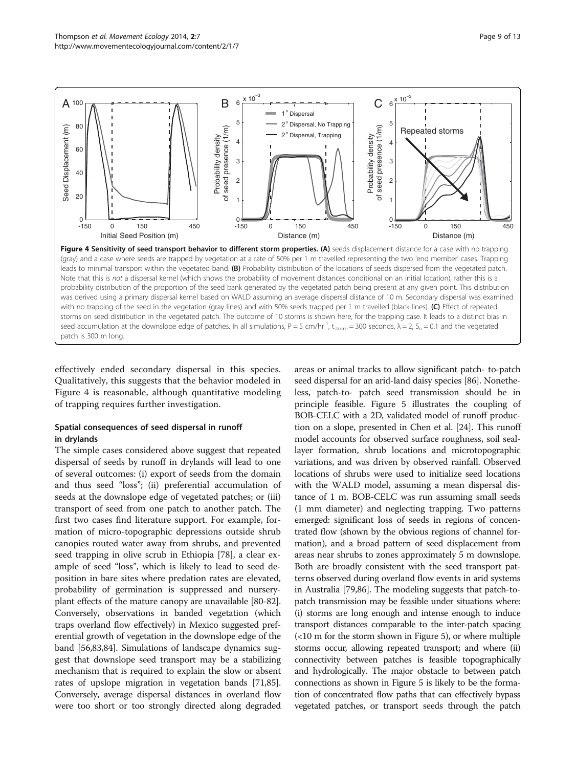**Figure 4 Sensitivity of seed transport behavior to different storm properties. (A)** seeds displacement distance for a case with no trapping (gray) and a case where seeds are trapped by vegetation at a rate of 50% per 1 m travelled representing the two 'end member' cases. Trapping leads to minimal transport within the vegetated band. **(B)** Probability distribution of the locations of seeds dispersed from the vegetated patch. Note that this is *not* a dispersal kernel (which shows the probability of movement distances conditional on an initial location), rather this is a probability distribution of the proportion of the seed bank generated by the vegetated patch being present at any given point. This distribution was derived using a primary dispersal kernel based on WALD assuming an average dispersal distance of 10 m. Secondary dispersal was examined with no trapping of the seed in the vegetation (gray lines) and with 50% seeds trapped per 1 m travelled (black lines). **(C)** Effect of repeated storms on seed distribution in the vegetated patch. The outcome of 10 storms is shown here, for the trapping case. It leads to a distinct bias in seed accumulation at the downslope edge of patches. In all simulations, P = 5 cm/hr$^{-1}$, $t_{storm}$ = 300 seconds, $\lambda$ = 2, $S_o$ = 0.1 and the vegetated patch is 300 m long.

effectively ended secondary dispersal in this species. Qualitatively, this suggests that the behavior modeled in Figure 4 is reasonable, although quantitative modeling of trapping requires further investigation.

### Spatial consequences of seed dispersal in runoff in drylands

The simple cases considered above suggest that repeated dispersal of seeds by runoff in drylands will lead to one of several outcomes: (i) export of seeds from the domain and thus seed "loss"; (ii) preferential accumulation of seeds at the downslope edge of vegetated patches; or (iii) transport of seed from one patch to another patch. The first two cases find literature support. For example, formation of micro-topographic depressions outside shrub canopies routed water away from shrubs, and prevented seed trapping in olive scrub in Ethiopia [78], a clear example of seed "loss", which is likely to lead to seed deposition in bare sites where predation rates are elevated, probability of germination is suppressed and nursery-plant effects of the mature canopy are unavailable [80-82]. Conversely, observations in banded vegetation (which traps overland flow effectively) in Mexico suggested preferential growth of vegetation in the downslope edge of the band [56,83,84]. Simulations of landscape dynamics suggest that downslope seed transport may be a stabilizing mechanism that is required to explain the slow or absent rates of upslope migration in vegetation bands [71,85]. Conversely, average dispersal distances in overland flow were too short or too strongly directed along degraded areas or animal tracks to allow significant patch- to-patch seed dispersal for an arid-land daisy species [86]. Nonetheless, patch-to- patch seed transmission should be in principle feasible. Figure 5 illustrates the coupling of BOB-CELC with a 2D, validated model of runoff production on a slope, presented in Chen et al. [24]. This runoff model accounts for observed surface roughness, soil seal-layer formation, shrub locations and microtopographic variations, and was driven by observed rainfall. Observed locations of shrubs were used to initialize seed locations with the WALD model, assuming a mean dispersal distance of 1 m. BOB-CELC was run assuming small seeds (1 mm diameter) and neglecting trapping. Two patterns emerged: significant loss of seeds in regions of concentrated flow (shown by the obvious regions of channel formation), and a broad pattern of seed displacement from areas near shrubs to zones approximately 5 m downslope. Both are broadly consistent with the seed transport patterns observed during overland flow events in arid systems in Australia [79,86]. The modeling suggests that patch-to-patch transmission may be feasible under situations where: (i) storms are long enough and intense enough to induce transport distances comparable to the inter-patch spacing (<10 m for the storm shown in Figure 5), or where multiple storms occur, allowing repeated transport; and where (ii) connectivity between patches is feasible topographically and hydrologically. The major obstacle to between patch connections as shown in Figure 5 is likely to be the formation of concentrated flow paths that can effectively bypass vegetated patches, or transport seeds through the patch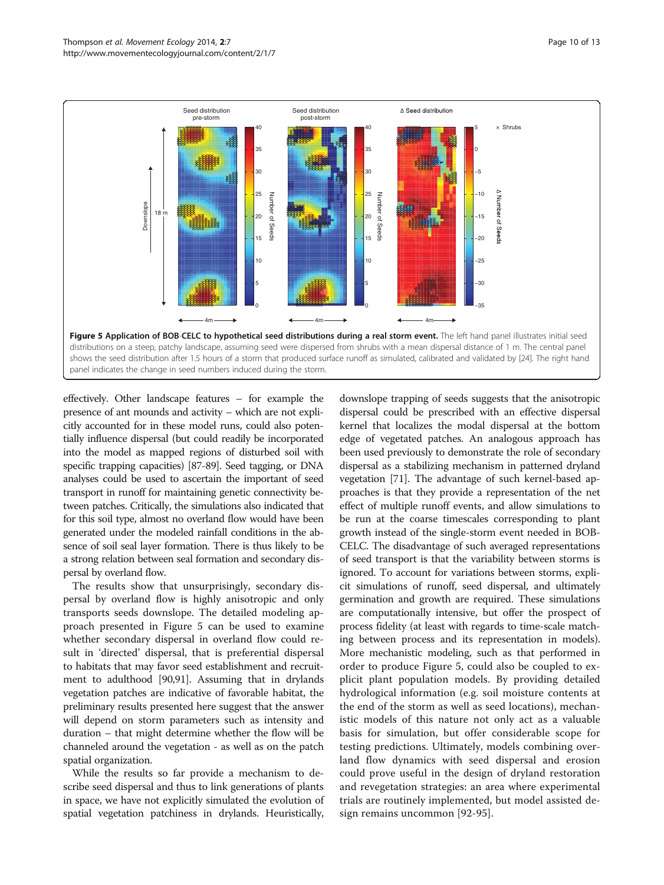**Figure 5 Application of BOB-CELC to hypothetical seed distributions during a real storm event.** The left hand panel illustrates initial seed distributions on a steep, patchy landscape, assuming seed were dispersed from shrubs with a mean dispersal distance of 1 m. The central panel shows the seed distribution after 1.5 hours of a storm that produced surface runoff as simulated, calibrated and validated by [24]. The right hand panel indicates the change in seed numbers induced during the storm.

effectively. Other landscape features – for example the presence of ant mounds and activity – which are not explicitly accounted for in these model runs, could also potentially influence dispersal (but could readily be incorporated into the model as mapped regions of disturbed soil with specific trapping capacities) [87-89]. Seed tagging, or DNA analyses could be used to ascertain the important of seed transport in runoff for maintaining genetic connectivity between patches. Critically, the simulations also indicated that for this soil type, almost no overland flow would have been generated under the modeled rainfall conditions in the absence of soil seal layer formation. There is thus likely to be a strong relation between seal formation and secondary dispersal by overland flow.

The results show that unsurprisingly, secondary dispersal by overland flow is highly anisotropic and only transports seeds downslope. The detailed modeling approach presented in Figure 5 can be used to examine whether secondary dispersal in overland flow could result in 'directed' dispersal, that is preferential dispersal to habitats that may favor seed establishment and recruitment to adulthood [90,91]. Assuming that in drylands vegetation patches are indicative of favorable habitat, the preliminary results presented here suggest that the answer will depend on storm parameters such as intensity and duration – that might determine whether the flow will be channeled around the vegetation - as well as on the patch spatial organization.

While the results so far provide a mechanism to describe seed dispersal and thus to link generations of plants in space, we have not explicitly simulated the evolution of spatial vegetation patchiness in drylands. Heuristically, downslope trapping of seeds suggests that the anisotropic dispersal could be prescribed with an effective dispersal kernel that localizes the modal dispersal at the bottom edge of vegetated patches. An analogous approach has been used previously to demonstrate the role of secondary dispersal as a stabilizing mechanism in patterned dryland vegetation [71]. The advantage of such kernel-based approaches is that they provide a representation of the net effect of multiple runoff events, and allow simulations to be run at the coarse timescales corresponding to plant growth instead of the single-storm event needed in BOB-CELC. The disadvantage of such averaged representations of seed transport is that the variability between storms is ignored. To account for variations between storms, explicit simulations of runoff, seed dispersal, and ultimately germination and growth are required. These simulations are computationally intensive, but offer the prospect of process fidelity (at least with regards to time-scale matching between process and its representation in models). More mechanistic modeling, such as that performed in order to produce Figure 5, could also be coupled to explicit plant population models. By providing detailed hydrological information (e.g. soil moisture contents at the end of the storm as well as seed locations), mechanistic models of this nature not only act as a valuable basis for simulation, but offer considerable scope for testing predictions. Ultimately, models combining overland flow dynamics with seed dispersal and erosion could prove useful in the design of dryland restoration and revegetation strategies: an area where experimental trials are routinely implemented, but model assisted design remains uncommon [92-95].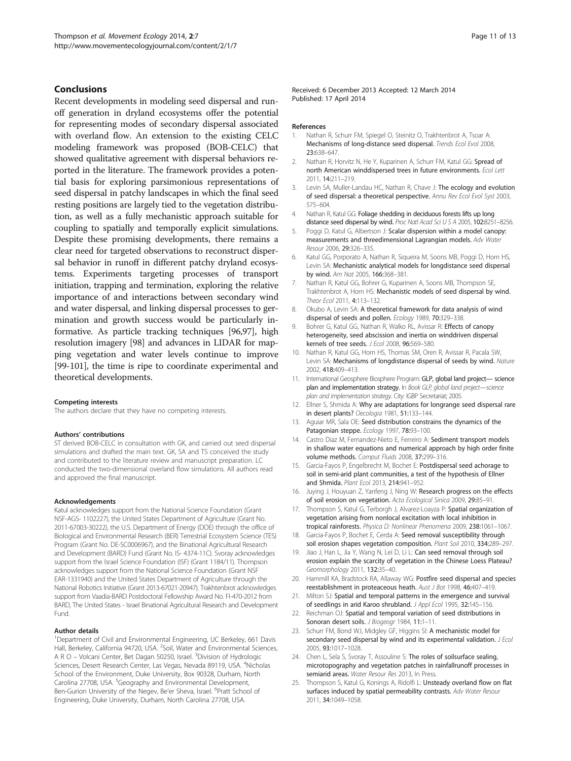## Conclusions

Recent developments in modeling seed dispersal and runoff generation in dryland ecosystems offer the potential for representing modes of secondary dispersal associated with overland flow. An extension to the existing CELC modeling framework was proposed (BOB-CELC) that showed qualitative agreement with dispersal behaviors reported in the literature. The framework provides a potential basis for exploring parsimonious representations of seed dispersal in patchy landscapes in which the final seed resting positions are largely tied to the vegetation distribution, as well as a fully mechanistic approach suitable for coupling to spatially and temporally explicit simulations. Despite these promising developments, there remains a clear need for targeted observations to reconstruct dispersal behavior in runoff in different patchy dryland ecosystems. Experiments targeting processes of transport initiation, trapping and termination, exploring the relative importance of and interactions between secondary wind and water dispersal, and linking dispersal processes to germination and growth success would be particularly informative. As particle tracking techniques [96,97], high resolution imagery [98] and advances in LIDAR for mapping vegetation and water levels continue to improve [99-101], the time is ripe to coordinate experimental and theoretical developments.

#### Competing interests

The authors declare that they have no competing interests.

#### Authors' contributions

ST derived BOB-CELC in consultation with GK, and carried out seed dispersal simulations and drafted the main text. GK, SA and TS conceived the study and contributed to the literature review and manuscript preparation. LC conducted the two-dimensional overland flow simulations. All authors read and approved the final manuscript.

#### Acknowledgements

Katul acknowledges support from the National Science Foundation (Grant NSF-AGS- 1102227), the United States Department of Agriculture (Grant No. 2011-67003-30222), the U.S. Department of Energy (DOE) through the office of Biological and Environmental Research (BER) Terrestrial Ecosystem Science (TES) Program (Grant No. DE-SC0006967), and the Binational Agricultural Research and Development (BARD) Fund (Grant No. IS- 4374-11C). Svoray acknowledges support from the Israel Science Foundation (ISF) (Grant 1184/11). Thompson acknowledges support from the National Science Foundation (Grant NSF EAR-1331940) and the United States Department of Agriculture through the National Robotics Initiative (Grant 2013-67021-20947). Trakhtenbrot acknowledges support from Vaadia-BARD Postdoctoral Fellowship Award No. FI-470-2012 from BARD, The United States - Israel Binational Agricultural Research and Development Fund.

#### Author details

[1]Department of Civil and Environmental Engineering, UC Berkeley, 661 Davis Hall, Berkeley, California 94720, USA. [2]Soil, Water and Environmental Sciences, A R O – Volcani Center, Bet Dagan 50250, Israel. [3]Division of Hydrologic Sciences, Desert Research Center, Las Vegas, Nevada 89119, USA. [4]Nicholas School of the Environment, Duke University, Box 90328, Durham, North Carolina 27708, USA. [5]Geography and Environmental Development, Ben-Gurion University of the Negev, Be'er Sheva, Israel. [6]Pratt School of Engineering, Duke University, Durham, North Carolina 27708, USA.

Received: 6 December 2013 Accepted: 12 March 2014
Published: 17 April 2014

#### References

1. Nathan R, Schurr FM, Spiegel O, Steinitz O, Trakhtenbrot A, Tsoar A: Mechanisms of long-distance seed dispersal. *Trends Ecol Evol* 2008, 23:638–647.
2. Nathan R, Horvitz N, He Y, Kuparinen A, Schurr FM, Katul GG: Spread of north American winddispersed trees in future environments. *Ecol Lett* 2011, 14:211–219.
3. Levin SA, Muller-Landau HC, Nathan R, Chave J: The ecology and evolution of seed dispersal: a theoretical perspective. *Annu Rev Ecol Evol Syst* 2003, 575–604.
4. Nathan R, Katul GG: Foliage shedding in deciduous forests lifts up long distance seed dispersal by wind. *Proc Natl Acad Sci U S A* 2005, 102:8251–8256.
5. Poggi D, Katul G, Albertson J: Scalar dispersion within a model canopy: measurements and threedimensional Lagrangian models. *Adv Water Resour* 2006, 29:326–335.
6. Katul GG, Porporato A, Nathan R, Siqueira M, Soons MB, Poggi D, Horn HS, Levin SA: Mechanistic analytical models for longdistance seed dispersal by wind. *Am Nat* 2005, 166:368–381.
7. Nathan R, Katul GG, Bohrer G, Kuparinen A, Soons MB, Thompson SE, Trakhtenbrot A, Horn HS: Mechanistic models of seed dispersal by wind. *Theor Ecol* 2011, 4:113–132.
8. Okubo A, Levin SA: A theoretical framework for data analysis of wind dispersal of seeds and pollen. *Ecology* 1989, 70:329–338.
9. Bohrer G, Katul GG, Nathan R, Walko RL, Avissar R: Effects of canopy heterogeneity, seed abscission and inertia on winddriven dispersal kernels of tree seeds. *J Ecol* 2008, 96:569–580.
10. Nathan R, Katul GG, Horn HS, Thomas SM, Oren R, Avissar R, Pacala SW, Levin SA: Mechanisms of longdistance dispersal of seeds by wind. *Nature* 2002, 418:409–413.
11. International Geosphere Biosphere Program: GLP, global land project— science plan and implementation strategy. In *Book GLP, global land project—science plan and implementation strategy*. City: IGBP Secretariat; 2005.
12. Ellner S, Shmida A: Why are adaptations for longrange seed dispersal rare in desert plants? *Oecologia* 1981, 51:133–144.
13. Aguiar MR, Sala OE: Seed distribution constrains the dynamics of the Patagonian steppe. *Ecology* 1997, 78:93–100.
14. Castro Diaz M, Fernandez-Nieto E, Ferreiro A: Sediment transport models in shallow water equations and numerical approach by high order finite volume methods. *Comput Fluids* 2008, 37:299–316.
15. Garcia-Fayos P, Engelbrecht M, Bochet E: Postdispersal seed achorage to soil in semi-arid plant communities, a test of the hypothesis of Ellner and Shmida. *Plant Ecol* 2013, 214:941–952.
16. Juying J, Houyuan Z, Yanfeng J, Ning W: Research progress on the effects of soil erosion on vegetation. *Acta Ecological Sinica* 2009, 29:85–91.
17. Thompson S, Katul G, Terborgh J, Alvarez-Loayza P: Spatial organization of vegetation arising from nonlocal excitation with local inhibition in tropical rainforests. *Physica D: Nonlinear Phenomena* 2009, 238:1061–1067.
18. Garcia-Fayos P, Bochet E, Cerda A: Seed removal susceptibility through soil erosion shapes vegetation composition. *Plant Soil* 2010, 334:289–297.
19. Jiao J, Han L, Jia Y, Wang N, Lei D, Li L: Can seed removal through soil erosion explain the scarcity of vegetation in the Chinese Loess Plateau? *Geomorphology* 2011, 132:35–40.
20. Hammill KA, Bradstock RA, Allaway WG: Postfire seed dispersal and species reestablishment in proteaceous heath. *Aust J Bot* 1998, 46:407–419.
21. Milton SJ: Spatial and temporal patterns in the emergence and survival of seedlings in arid Karoo shrubland. *J Appl Ecol* 1995, 32:145–156.
22. Reichman OJ: Spatial and temporal variation of seed distributions in Sonoran desert soils. *J Biogeogr* 1984, 11:1–11.
23. Schurr FM, Bond WJ, Midgley GF, Higgins SI: A mechanistic model for secondary seed dispersal by wind and its experimental validation. *J Ecol* 2005, 93:1017–1028.
24. Chen L, Sela S, Svoray T, Assouline S: The roles of soilsurface sealing, microtopography and vegetation patches in rainfallrunoff processes in semiarid areas. *Water Resour Res* 2013, In Press.
25. Thompson S, Katul G, Konings A, Ridolfi L: Unsteady overland flow on flat surfaces induced by spatial permeability contrasts. *Adv Water Resour* 2011, 34:1049–1058.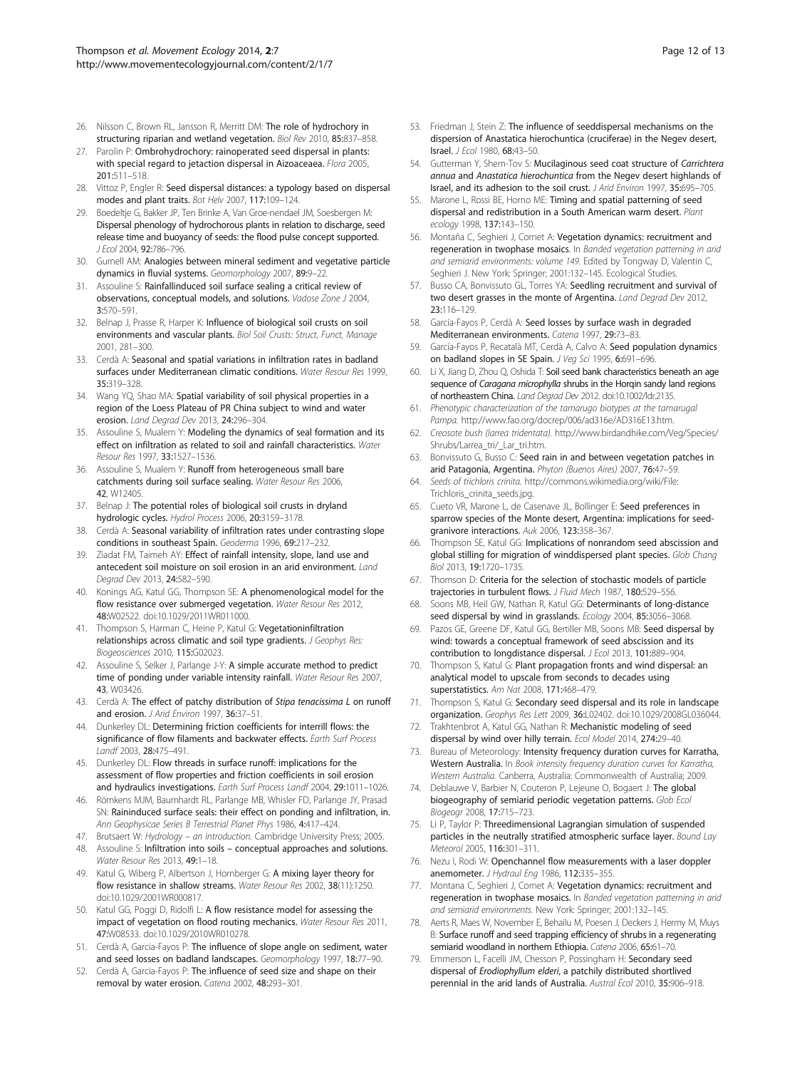26. Nilsson C, Brown RL, Jansson R, Merritt DM: **The role of hydrochory in structuring riparian and wetland vegetation.** *Biol Rev* 2010, **85:**837–858.
27. Parolin P: **Ombrohydrochory: rainoperated seed dispersal in plants: with special regard to jetaction dispersal in Aizoaceaea.** *Flora* 2005, **201:**511–518.
28. Vittoz P, Engler R: **Seed dispersal distances: a typology based on dispersal modes and plant traits.** *Bot Helv* 2007, **117:**109–124.
29. Boedeltje G, Bakker JP, Ten Brinke A, Van Groe-nendael JM, Soesbergen M: **Dispersal phenology of hydrochorous plants in relation to discharge, seed release time and buoyancy of seeds: the flood pulse concept supported.** *J Ecol* 2004, **92:**786–796.
30. Gurnell AM: **Analogies between mineral sediment and vegetative particle dynamics in fluvial systems.** *Geomorphology* 2007, **89:**9–22.
31. Assouline S: **Rainfallinduced soil surface sealing a critical review of observations, conceptual models, and solutions.** *Vadose Zone J* 2004, **3:**570–591.
32. Belnap J, Prasse R, Harper K: **Influence of biological soil crusts on soil environments and vascular plants.** *Biol Soil Crusts: Struct, Funct, Manage* 2001, 281–300.
33. Cerdà A: **Seasonal and spatial variations in infiltration rates in badland surfaces under Mediterranean climatic conditions.** *Water Resour Res* 1999, **35:**319–328.
34. Wang YQ, Shao MA: **Spatial variability of soil physical properties in a region of the Loess Plateau of PR China subject to wind and water erosion.** *Land Degrad Dev* 2013, **24:**296–304.
35. Assouline S, Mualem Y: **Modeling the dynamics of seal formation and its effect on infiltration as related to soil and rainfall characteristics.** *Water Resour Res* 1997, **33:**1527–1536.
36. Assouline S, Mualem Y: **Runoff from heterogeneous small bare catchments during soil surface sealing.** *Water Resour Res* 2006, **42**, W12405.
37. Belnap J: **The potential roles of biological soil crusts in dryland hydrologic cycles.** *Hydrol Process* 2006, **20:**3159–3178.
38. Cerdà A: **Seasonal variability of infiltration rates under contrasting slope conditions in southeast Spain.** *Geoderma* 1996, **69:**217–232.
39. Ziadat FM, Taimeh AY: **Effect of rainfall intensity, slope, land use and antecedent soil moisture on soil erosion in an arid environment.** *Land Degrad Dev* 2013, **24:**582–590.
40. Konings AG, Katul GG, Thompson SE: **A phenomenological model for the flow resistance over submerged vegetation.** *Water Resour Res* 2012, **48:**W02522. doi:10.1029/2011WR011000.
41. Thompson S, Harman C, Heine P, Katul G: **Vegetationinfiltration relationships across climatic and soil type gradients.** *J Geophys Res: Biogeosciences* 2010, **115:**G02023.
42. Assouline S, Selker J, Parlange J-Y: **A simple accurate method to predict time of ponding under variable intensity rainfall.** *Water Resour Res* 2007, **43**, W03426.
43. Cerdà A: **The effect of patchy distribution of *Stipa tenacissima L* on runoff and erosion.** *J Arid Environ* 1997, **36:**37–51.
44. Dunkerley DL: **Determining friction coefficients for interrill flows: the significance of flow filaments and backwater effects.** *Earth Surf Process Landf* 2003, **28:**475–491.
45. Dunkerley DL: **Flow threads in surface runoff: implications for the assessment of flow properties and friction coefficients in soil erosion and hydraulics investigations.** *Earth Surf Process Landf* 2004, **29:**1011–1026.
46. Römkens MJM, Baumhardt RL, Parlange MB, Whisler FD, Parlange JY, Prasad SN: **Raininduced surface seals: their effect on ponding and infiltration, in.** *Ann Geophysicae Series B Terrestrial Planet Phys* 1986, **4:**417–424.
47. Brutsaert W: *Hydrology – an introduction.* Cambridge University Press; 2005.
48. Assouline S: **Infiltration into soils – conceptual approaches and solutions.** *Water Resour Res* 2013, **49:**1–18.
49. Katul G, Wiberg P, Albertson J, Hornberger G: **A mixing layer theory for flow resistance in shallow streams.** *Water Resour Res* 2002, **38**(11):1250. doi:10.1029/2001WR000817.
50. Katul GG, Poggi D, Ridolfi L: **A flow resistance model for assessing the impact of vegetation on flood routing mechanics.** *Water Resour Res* 2011, **47:**W08533. doi:10.1029/2010WR010278.
51. Cerdà A, Garcia-Fayos P: **The influence of slope angle on sediment, water and seed losses on badland landscapes.** *Geomorphology* 1997, **18:**77–90.
52. Cerdà A, Garcia-Fayos P: **The influence of seed size and shape on their removal by water erosion.** *Catena* 2002, **48:**293–301.
53. Friedman J, Stein Z: **The influence of seeddispersal mechanisms on the dispersion of Anastatica hierochuntica (cruciferae) in the Negev desert, Israel.** *J Ecol* 1980, **68:**43–50.
54. Gutterman Y, Shem-Tov S: **Mucilaginous seed coat structure of *Carrichtera annua* and *Anastatica hierochuntica* from the Negev desert highlands of Israel, and its adhesion to the soil crust.** *J Arid Environ* 1997, **35:**695–705.
55. Marone L, Rossi BE, Horno ME: **Timing and spatial patterning of seed dispersal and redistribution in a South American warm desert.** *Plant ecology* 1998, **137:**143–150.
56. Montaña C, Seghieri J, Cornet A: **Vegetation dynamics: recruitment and regeneration in twophase mosaics**. In *Banded vegetation patterning in arid and semiarid environments: volume 149.* Edited by Tongway D, Valentin C, Seghieri J. New York: Springer; 2001:132–145. Ecological Studies.
57. Busso CA, Bonvissuto GL, Torres YA: **Seedling recruitment and survival of two desert grasses in the monte of Argentina.** *Land Degrad Dev* 2012, **23:**116–129.
58. García-Fayos P, Cerdà A: **Seed losses by surface wash in degraded Mediterranean environments.** *Catena* 1997, **29:**73–83.
59. García-Fayos P, Recatalà MT, Cerdà A, Calvo A: **Seed population dynamics on badland slopes in SE Spain.** *J Veg Sci* 1995, **6:**691–696.
60. Li X, Jiang D, Zhou Q, Oshida T: **Soil seed bank characteristics beneath an age sequence of *Caragana microphylla* shrubs in the Horqin sandy land regions of northeastern China.** *Land Degrad Dev* 2012. doi:10.1002/ldr.2135.
61. *Phenotypic characterization of the tamarugo biotypes at the tamarugal Pampa.* http://www.fao.org/docrep/006/ad316e/AD316E13.htm.
62. *Creosote bush (larrea tridentata).* http://www.birdandhike.com/Veg/Species/Shrubs/Larrea_tri/_Lar_tri.htm.
63. Bonvissuto G, Busso C: **Seed rain in and between vegetation patches in arid Patagonia, Argentina.** *Phyton (Buenos Aires)* 2007, **76:**47–59.
64. *Seeds of trichloris crinita.* http://commons.wikimedia.org/wiki/File:Trichloris_crinita_seeds.jpg.
65. Cueto VR, Marone L, de Casenave JL, Bollinger E: **Seed preferences in sparrow species of the Monte desert, Argentina: implications for seed-granivore interactions.** *Auk* 2006, **123:**358–367.
66. Thompson SE, Katul GG: **Implications of nonrandom seed abscission and global stilling for migration of winddispersed plant species.** *Glob Chang Biol* 2013, **19:**1720–1735.
67. Thomson D: **Criteria for the selection of stochastic models of particle trajectories in turbulent flows.** *J Fluid Mech* 1987, **180:**529–556.
68. Soons MB, Heil GW, Nathan R, Katul GG: **Determinants of long-distance seed dispersal by wind in grasslands.** *Ecology* 2004, **85:**3056–3068.
69. Pazos GE, Greene DF, Katul GG, Bertiller MB, Soons MB: **Seed dispersal by wind: towards a conceptual framework of seed abscission and its contribution to longdistance dispersal.** *J Ecol* 2013, **101:**889–904.
70. Thompson S, Katul G: **Plant propagation fronts and wind dispersal: an analytical model to upscale from seconds to decades using superstatistics.** *Am Nat* 2008, **171:**468–479.
71. Thompson S, Katul G: **Secondary seed dispersal and its role in landscape organization.** *Geophys Res Lett* 2009, **36:**L02402. doi:10.1029/2008GL036044.
72. Trakhtenbrot A, Katul GG, Nathan R: **Mechanistic modeling of seed dispersal by wind over hilly terrain.** *Ecol Model* 2014, **274:**29–40.
73. Bureau of Meteorology: **Intensity frequency duration curves for Karratha, Western Australia.** In *Book intensity frequency duration curves for Karratha, Western Australia.* Canberra, Australia: Commonwealth of Australia; 2009.
74. Deblauwe V, Barbier N, Couteron P, Lejeune O, Bogaert J: **The global biogeography of semiarid periodic vegetation patterns.** *Glob Ecol Biogeogr* 2008, **17:**715–723.
75. Li P, Taylor P: **Threedimensional Lagrangian simulation of suspended particles in the neutrally stratified atmospheric surface layer.** *Bound Lay Meteorol* 2005, **116:**301–311.
76. Nezu I, Rodi W: **Openchannel flow measurements with a laser doppler anemometer.** *J Hydraul Eng* 1986, **112:**335–355.
77. Montana C, Seghieri J, Cornet A: **Vegetation dynamics: recruitment and regeneration in twophase mosaics.** In *Banded vegetation patterning in arid and semiarid environments.* New York: Springer; 2001:132–145.
78. Aerts R, Maes W, November E, Behailu M, Poesen J, Deckers J, Hermy M, Muys B: **Surface runoff and seed trapping efficiency of shrubs in a regenerating semiarid woodland in northern Ethiopia.** *Catena* 2006, **65:**61–70.
79. Emmerson L, Facelli JM, Chesson P, Possingham H: **Secondary seed dispersal of *Erodiophyllum elderi*, a patchily distributed shortlived perennial in the arid lands of Australia.** *Austral Ecol* 2010, **35:**906–918.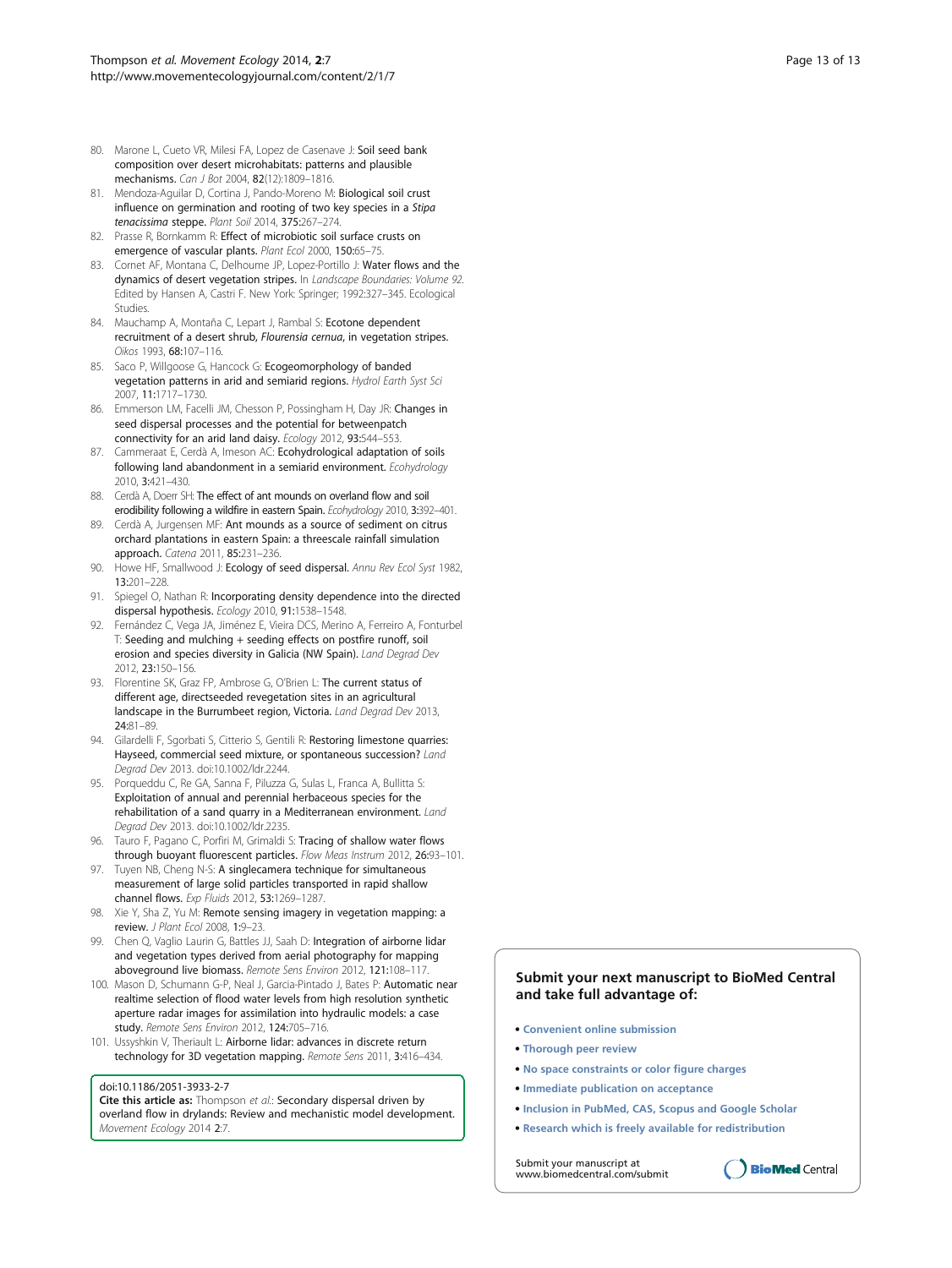80. Marone L, Cueto VR, Milesi FA, Lopez de Casenave J: **Soil seed bank composition over desert microhabitats: patterns and plausible mechanisms.** *Can J Bot* 2004, **82**(12):1809–1816.
81. Mendoza-Aguilar D, Cortina J, Pando-Moreno M: **Biological soil crust influence on germination and rooting of two key species in a *Stipa tenacissima* steppe.** *Plant Soil* 2014, **375:**267–274.
82. Prasse R, Bornkamm R: **Effect of microbiotic soil surface crusts on emergence of vascular plants.** *Plant Ecol* 2000, **150:**65–75.
83. Cornet AF, Montana C, Delhoume JP, Lopez-Portillo J: **Water flows and the dynamics of desert vegetation stripes.** In *Landscape Boundaries: Volume 92.* Edited by Hansen A, Castri F. New York: Springer; 1992:327–345. Ecological Studies.
84. Mauchamp A, Montaña C, Lepart J, Rambal S: **Ecotone dependent recruitment of a desert shrub, *Flourensia cernua*, in vegetation stripes.** *Oikos* 1993, **68:**107–116.
85. Saco P, Willgoose G, Hancock G: **Ecogeomorphology of banded vegetation patterns in arid and semiarid regions.** *Hydrol Earth Syst Sci* 2007, **11:**1717–1730.
86. Emmerson LM, Facelli JM, Chesson P, Possingham H, Day JR: **Changes in seed dispersal processes and the potential for betweenpatch connectivity for an arid land daisy.** *Ecology* 2012, **93:**544–553.
87. Cammeraat E, Cerdà A, Imeson AC: **Ecohydrological adaptation of soils following land abandonment in a semiarid environment.** *Ecohydrology* 2010, **3:**421–430.
88. Cerdà A, Doerr SH: **The effect of ant mounds on overland flow and soil erodibility following a wildfire in eastern Spain.** *Ecohydrology* 2010, **3:**392–401.
89. Cerdà A, Jurgensen MF: **Ant mounds as a source of sediment on citrus orchard plantations in eastern Spain: a threescale rainfall simulation approach.** *Catena* 2011, **85:**231–236.
90. Howe HF, Smallwood J: **Ecology of seed dispersal.** *Annu Rev Ecol Syst* 1982, **13:**201–228.
91. Spiegel O, Nathan R: **Incorporating density dependence into the directed dispersal hypothesis.** *Ecology* 2010, **91:**1538–1548.
92. Fernández C, Vega JA, Jiménez E, Vieira DCS, Merino A, Ferreiro A, Fonturbel T: **Seeding and mulching + seeding effects on postfire runoff, soil erosion and species diversity in Galicia (NW Spain).** *Land Degrad Dev* 2012, **23:**150–156.
93. Florentine SK, Graz FP, Ambrose G, O'Brien L: **The current status of different age, directseeded revegetation sites in an agricultural landscape in the Burrumbeet region, Victoria.** *Land Degrad Dev* 2013, **24:**81–89.
94. Gilardelli F, Sgorbati S, Citterio S, Gentili R: **Restoring limestone quarries: Hayseed, commercial seed mixture, or spontaneous succession?** *Land Degrad Dev* 2013. doi:10.1002/ldr.2244.
95. Porqueddu C, Re GA, Sanna F, Piluzza G, Sulas L, Franca A, Bullitta S: **Exploitation of annual and perennial herbaceous species for the rehabilitation of a sand quarry in a Mediterranean environment.** *Land Degrad Dev* 2013. doi:10.1002/ldr.2235.
96. Tauro F, Pagano C, Porfiri M, Grimaldi S: **Tracing of shallow water flows through buoyant fluorescent particles.** *Flow Meas Instrum* 2012, **26:**93–101.
97. Tuyen NB, Cheng N-S: **A singlecamera technique for simultaneous measurement of large solid particles transported in rapid shallow channel flows.** *Exp Fluids* 2012, **53:**1269–1287.
98. Xie Y, Sha Z, Yu M: **Remote sensing imagery in vegetation mapping: a review.** *J Plant Ecol* 2008, **1:**9–23.
99. Chen Q, Vaglio Laurin G, Battles JJ, Saah D: **Integration of airborne lidar and vegetation types derived from aerial photography for mapping aboveground live biomass.** *Remote Sens Environ* 2012, **121:**108–117.
100. Mason D, Schumann G-P, Neal J, Garcia-Pintado J, Bates P: **Automatic near realtime selection of flood water levels from high resolution synthetic aperture radar images for assimilation into hydraulic models: a case study.** *Remote Sens Environ* 2012, **124:**705–716.
101. Ussyshkin V, Theriault L: **Airborne lidar: advances in discrete return technology for 3D vegetation mapping.** *Remote Sens* 2011, **3:**416–434.

doi:10.1186/2051-3933-2-7
**Cite this article as:** Thompson *et al.*: Secondary dispersal driven by overland flow in drylands: Review and mechanistic model development. *Movement Ecology* 2014 **2**:7.

**Submit your next manuscript to BioMed Central and take full advantage of:**

- **Convenient online submission**
- **Thorough peer review**
- **No space constraints or color figure charges**
- **Immediate publication on acceptance**
- **Inclusion in PubMed, CAS, Scopus and Google Scholar**
- **Research which is freely available for redistribution**

Submit your manuscript at
www.biomedcentral.com/submit

BioMed Central